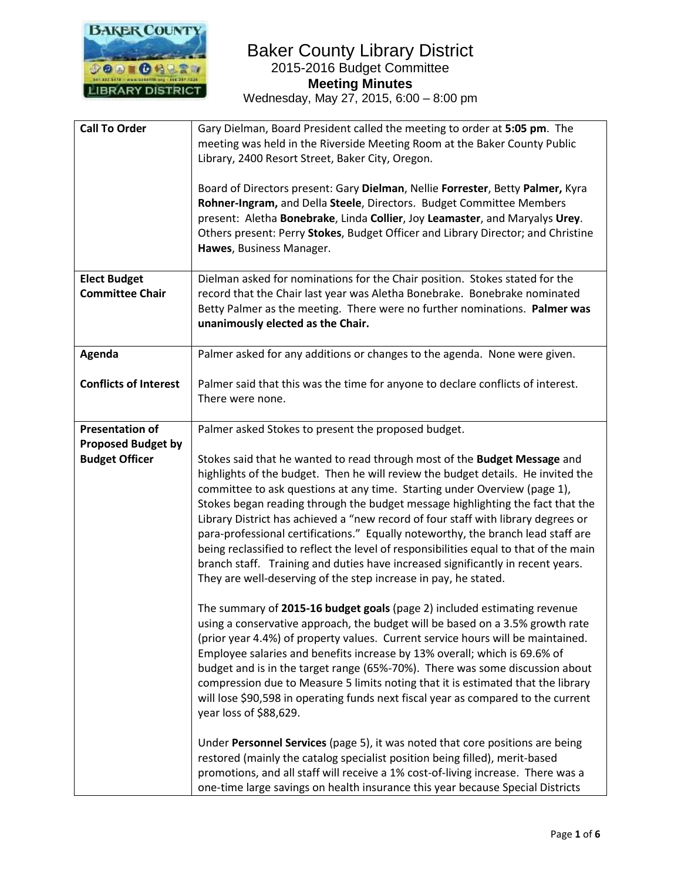# Baker County Library District

## 2015-2016 Budget Committee

### Meeting Minutes

Wednesday, May 27, 2015, 6:00 – 8:00 pm

| | |
|---|---|
| **Call To Order** | Gary Dielman, Board President called the meeting to order at **5:05 pm**. The meeting was held in the Riverside Meeting Room at the Baker County Public Library, 2400 Resort Street, Baker City, Oregon.<br><br>Board of Directors present: Gary **Dielman**, Nellie **Forrester**, Betty **Palmer,** Kyra **Rohner-Ingram,** and Della **Steele**, Directors. Budget Committee Members present: Aletha **Bonebrake**, Linda **Collier**, Joy **Leamaster**, and Maryalys **Urey**. Others present: Perry **Stokes**, Budget Officer and Library Director; and Christine **Hawes**, Business Manager. |
| **Elect Budget Committee Chair** | Dielman asked for nominations for the Chair position. Stokes stated for the record that the Chair last year was Aletha Bonebrake. Bonebrake nominated Betty Palmer as the meeting. There were no further nominations. **Palmer was unanimously elected as the Chair.** |
| **Agenda**<br><br>**Conflicts of Interest** | Palmer asked for any additions or changes to the agenda. None were given.<br><br>Palmer said that this was the time for anyone to declare conflicts of interest. There were none. |
| **Presentation of Proposed Budget by Budget Officer** | Palmer asked Stokes to present the proposed budget.<br><br>Stokes said that he wanted to read through most of the **Budget Message** and highlights of the budget. Then he will review the budget details. He invited the committee to ask questions at any time. Starting under Overview (page 1), Stokes began reading through the budget message highlighting the fact that the Library District has achieved a "new record of four staff with library degrees or para-professional certifications." Equally noteworthy, the branch lead staff are being reclassified to reflect the level of responsibilities equal to that of the main branch staff. Training and duties have increased significantly in recent years. They are well-deserving of the step increase in pay, he stated.<br><br>The summary of **2015-16 budget goals** (page 2) included estimating revenue using a conservative approach, the budget will be based on a 3.5% growth rate (prior year 4.4%) of property values. Current service hours will be maintained. Employee salaries and benefits increase by 13% overall; which is 69.6% of budget and is in the target range (65%-70%). There was some discussion about compression due to Measure 5 limits noting that it is estimated that the library will lose $90,598 in operating funds next fiscal year as compared to the current year loss of $88,629.<br><br>Under **Personnel Services** (page 5), it was noted that core positions are being restored (mainly the catalog specialist position being filled), merit-based promotions, and all staff will receive a 1% cost-of-living increase. There was a one-time large savings on health insurance this year because Special Districts |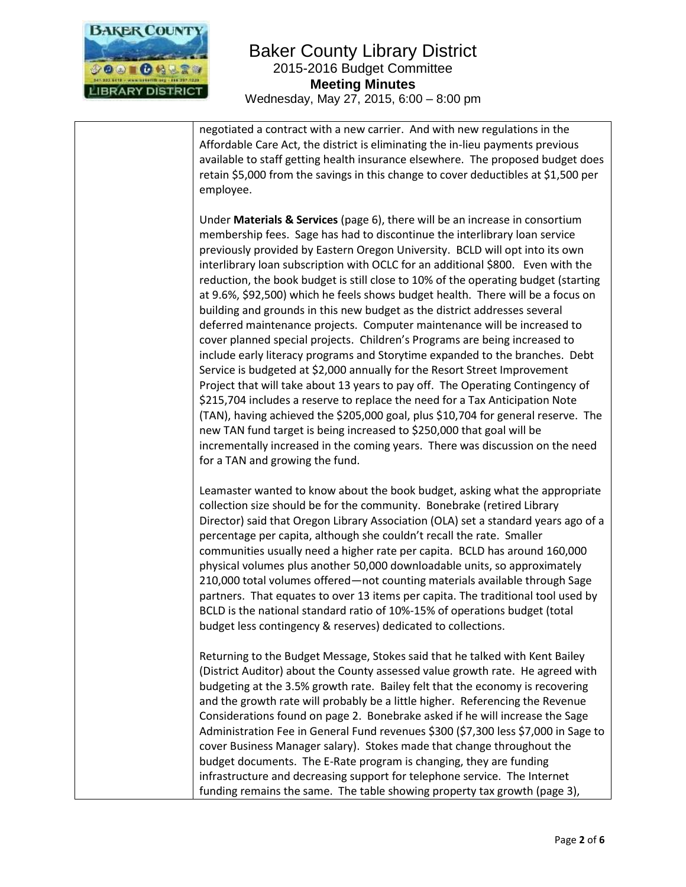negotiated a contract with a new carrier. And with new regulations in the Affordable Care Act, the district is eliminating the in-lieu payments previous available to staff getting health insurance elsewhere. The proposed budget does retain $5,000 from the savings in this change to cover deductibles at $1,500 per employee.

Under **Materials & Services** (page 6), there will be an increase in consortium membership fees. Sage has had to discontinue the interlibrary loan service previously provided by Eastern Oregon University. BCLD will opt into its own interlibrary loan subscription with OCLC for an additional $800. Even with the reduction, the book budget is still close to 10% of the operating budget (starting at 9.6%, $92,500) which he feels shows budget health. There will be a focus on building and grounds in this new budget as the district addresses several deferred maintenance projects. Computer maintenance will be increased to cover planned special projects. Children's Programs are being increased to include early literacy programs and Storytime expanded to the branches. Debt Service is budgeted at $2,000 annually for the Resort Street Improvement Project that will take about 13 years to pay off. The Operating Contingency of $215,704 includes a reserve to replace the need for a Tax Anticipation Note (TAN), having achieved the $205,000 goal, plus $10,704 for general reserve. The new TAN fund target is being increased to $250,000 that goal will be incrementally increased in the coming years. There was discussion on the need for a TAN and growing the fund.

Leamaster wanted to know about the book budget, asking what the appropriate collection size should be for the community. Bonebrake (retired Library Director) said that Oregon Library Association (OLA) set a standard years ago of a percentage per capita, although she couldn't recall the rate. Smaller communities usually need a higher rate per capita. BCLD has around 160,000 physical volumes plus another 50,000 downloadable units, so approximately 210,000 total volumes offered—not counting materials available through Sage partners. That equates to over 13 items per capita. The traditional tool used by BCLD is the national standard ratio of 10%-15% of operations budget (total budget less contingency & reserves) dedicated to collections.

Returning to the Budget Message, Stokes said that he talked with Kent Bailey (District Auditor) about the County assessed value growth rate. He agreed with budgeting at the 3.5% growth rate. Bailey felt that the economy is recovering and the growth rate will probably be a little higher. Referencing the Revenue Considerations found on page 2. Bonebrake asked if he will increase the Sage Administration Fee in General Fund revenues $300 ($7,300 less $7,000 in Sage to cover Business Manager salary). Stokes made that change throughout the budget documents. The E-Rate program is changing, they are funding infrastructure and decreasing support for telephone service. The Internet funding remains the same. The table showing property tax growth (page 3),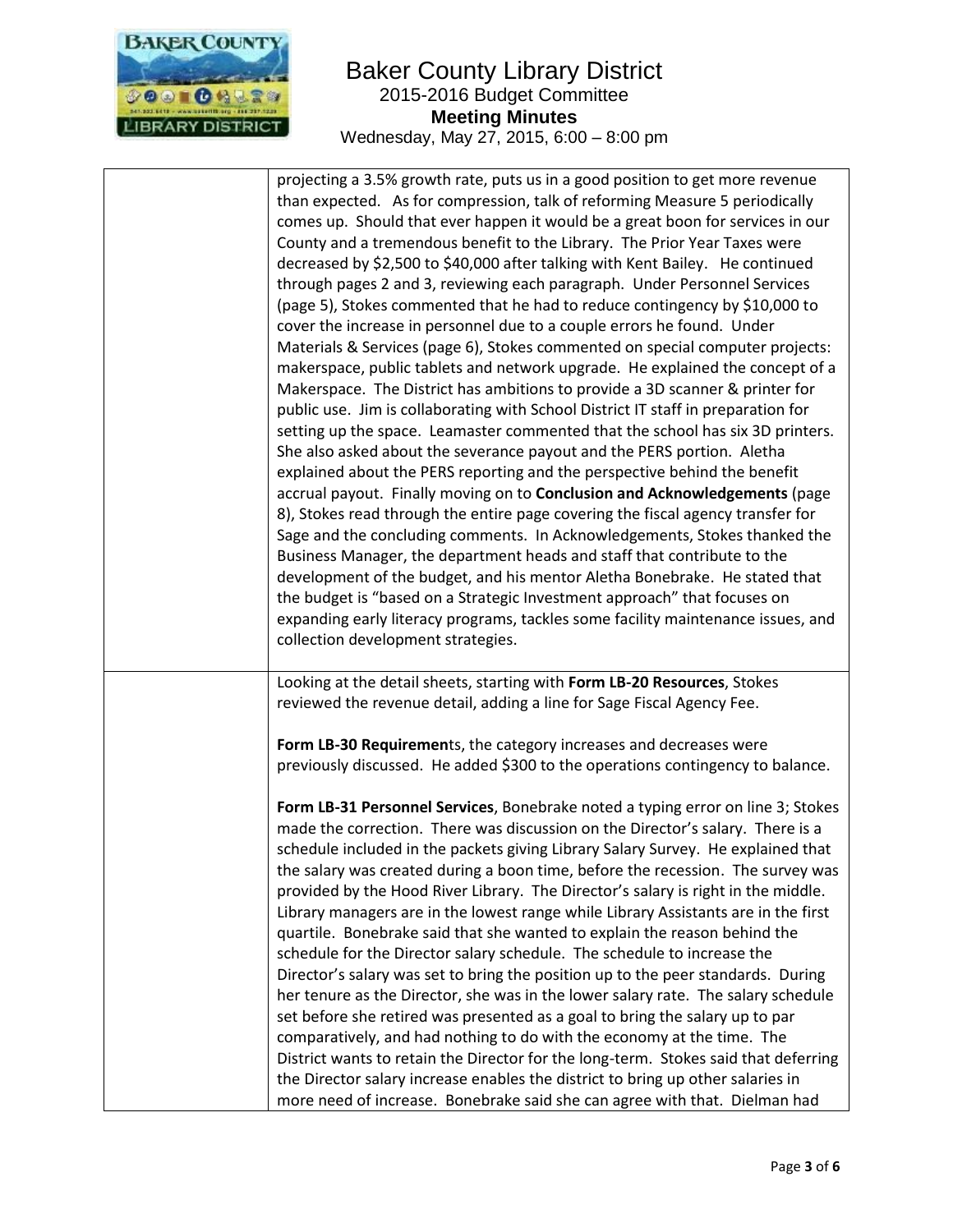| | |
|---|---|
| | projecting a 3.5% growth rate, puts us in a good position to get more revenue than expected. As for compression, talk of reforming Measure 5 periodically comes up. Should that ever happen it would be a great boon for services in our County and a tremendous benefit to the Library. The Prior Year Taxes were decreased by $2,500 to $40,000 after talking with Kent Bailey. He continued through pages 2 and 3, reviewing each paragraph. Under Personnel Services (page 5), Stokes commented that he had to reduce contingency by $10,000 to cover the increase in personnel due to a couple errors he found. Under Materials & Services (page 6), Stokes commented on special computer projects: makerspace, public tablets and network upgrade. He explained the concept of a Makerspace. The District has ambitions to provide a 3D scanner & printer for public use. Jim is collaborating with School District IT staff in preparation for setting up the space. Leamaster commented that the school has six 3D printers. She also asked about the severance payout and the PERS portion. Aletha explained about the PERS reporting and the perspective behind the benefit accrual payout. Finally moving on to **Conclusion and Acknowledgements** (page 8), Stokes read through the entire page covering the fiscal agency transfer for Sage and the concluding comments. In Acknowledgements, Stokes thanked the Business Manager, the department heads and staff that contribute to the development of the budget, and his mentor Aletha Bonebrake. He stated that the budget is "based on a Strategic Investment approach" that focuses on expanding early literacy programs, tackles some facility maintenance issues, and collection development strategies. |
| | Looking at the detail sheets, starting with **Form LB-20 Resources**, Stokes reviewed the revenue detail, adding a line for Sage Fiscal Agency Fee.<br><br>**Form LB-30 Requiremen**ts, the category increases and decreases were previously discussed. He added $300 to the operations contingency to balance.<br><br>**Form LB-31 Personnel Services**, Bonebrake noted a typing error on line 3; Stokes made the correction. There was discussion on the Director's salary. There is a schedule included in the packets giving Library Salary Survey. He explained that the salary was created during a boon time, before the recession. The survey was provided by the Hood River Library. The Director's salary is right in the middle. Library managers are in the lowest range while Library Assistants are in the first quartile. Bonebrake said that she wanted to explain the reason behind the schedule for the Director salary schedule. The schedule to increase the Director's salary was set to bring the position up to the peer standards. During her tenure as the Director, she was in the lower salary rate. The salary schedule set before she retired was presented as a goal to bring the salary up to par comparatively, and had nothing to do with the economy at the time. The District wants to retain the Director for the long-term. Stokes said that deferring the Director salary increase enables the district to bring up other salaries in more need of increase. Bonebrake said she can agree with that. Dielman had |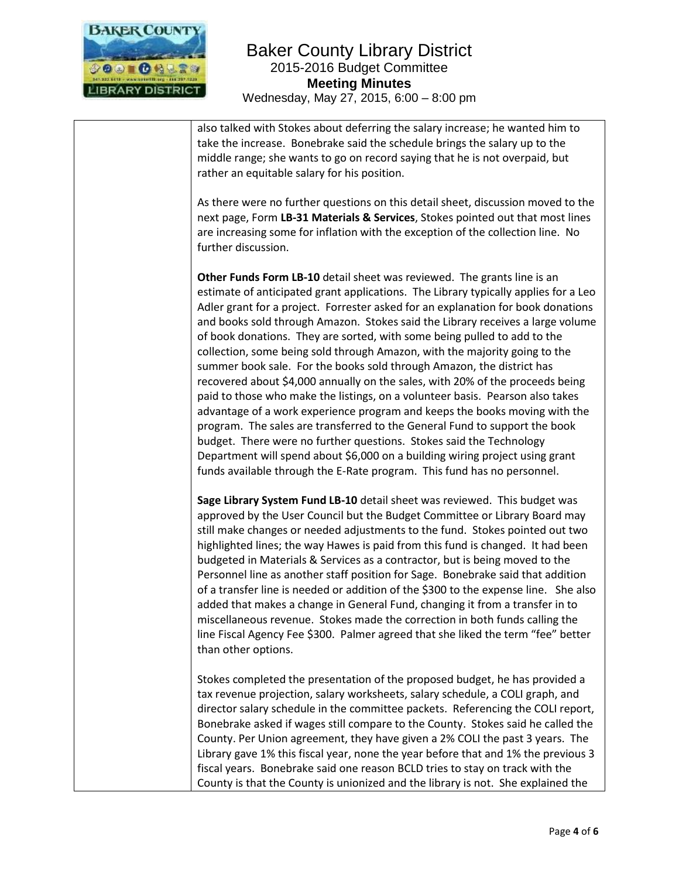also talked with Stokes about deferring the salary increase; he wanted him to take the increase. Bonebrake said the schedule brings the salary up to the middle range; she wants to go on record saying that he is not overpaid, but rather an equitable salary for his position.

As there were no further questions on this detail sheet, discussion moved to the next page, Form **LB-31 Materials & Services**, Stokes pointed out that most lines are increasing some for inflation with the exception of the collection line. No further discussion.

**Other Funds Form LB-10** detail sheet was reviewed. The grants line is an estimate of anticipated grant applications. The Library typically applies for a Leo Adler grant for a project. Forrester asked for an explanation for book donations and books sold through Amazon. Stokes said the Library receives a large volume of book donations. They are sorted, with some being pulled to add to the collection, some being sold through Amazon, with the majority going to the summer book sale. For the books sold through Amazon, the district has recovered about $4,000 annually on the sales, with 20% of the proceeds being paid to those who make the listings, on a volunteer basis. Pearson also takes advantage of a work experience program and keeps the books moving with the program. The sales are transferred to the General Fund to support the book budget. There were no further questions. Stokes said the Technology Department will spend about $6,000 on a building wiring project using grant funds available through the E-Rate program. This fund has no personnel.

**Sage Library System Fund LB-10** detail sheet was reviewed. This budget was approved by the User Council but the Budget Committee or Library Board may still make changes or needed adjustments to the fund. Stokes pointed out two highlighted lines; the way Hawes is paid from this fund is changed. It had been budgeted in Materials & Services as a contractor, but is being moved to the Personnel line as another staff position for Sage. Bonebrake said that addition of a transfer line is needed or addition of the $300 to the expense line. She also added that makes a change in General Fund, changing it from a transfer in to miscellaneous revenue. Stokes made the correction in both funds calling the line Fiscal Agency Fee $300. Palmer agreed that she liked the term "fee" better than other options.

Stokes completed the presentation of the proposed budget, he has provided a tax revenue projection, salary worksheets, salary schedule, a COLI graph, and director salary schedule in the committee packets. Referencing the COLI report, Bonebrake asked if wages still compare to the County. Stokes said he called the County. Per Union agreement, they have given a 2% COLI the past 3 years. The Library gave 1% this fiscal year, none the year before that and 1% the previous 3 fiscal years. Bonebrake said one reason BCLD tries to stay on track with the County is that the County is unionized and the library is not. She explained the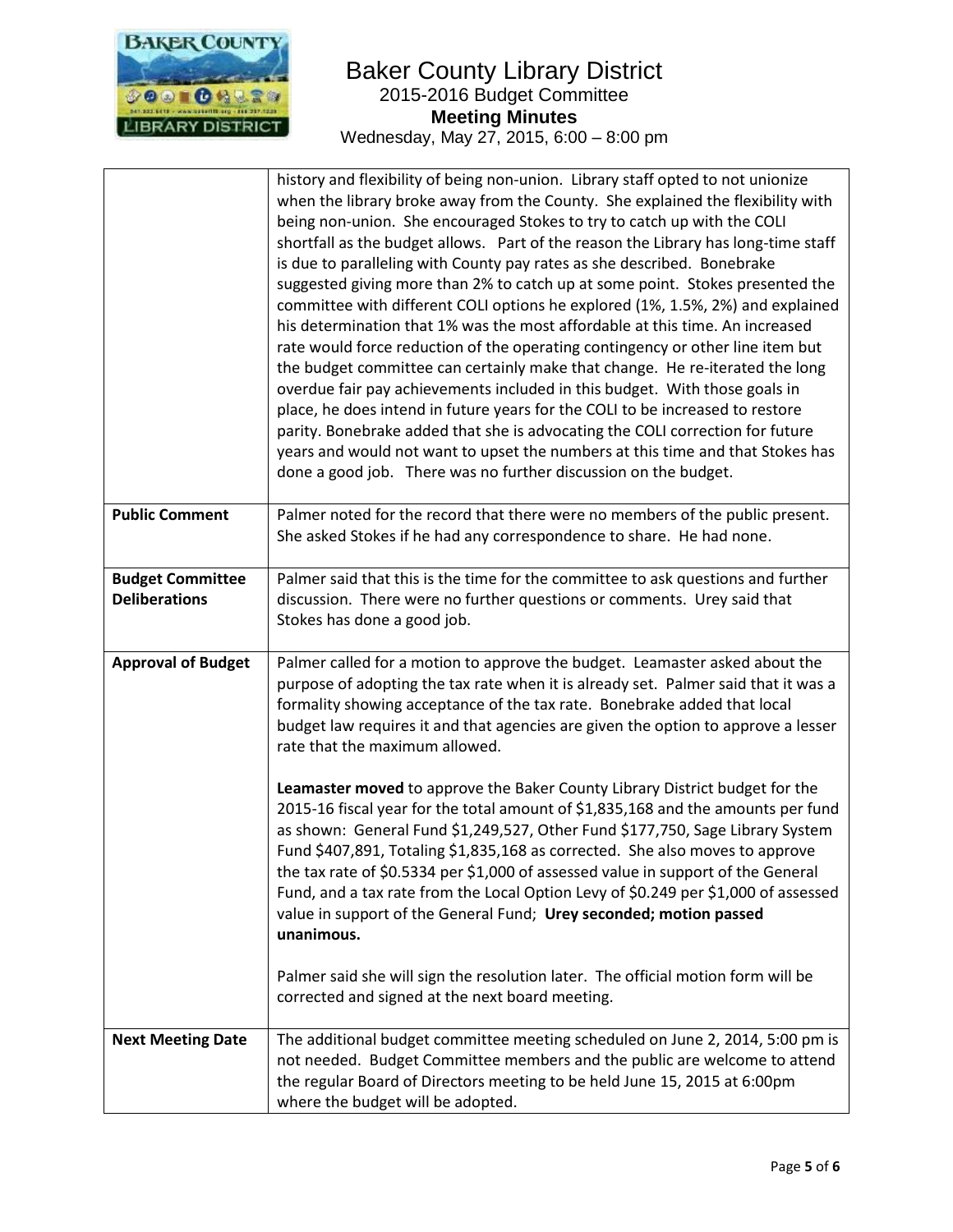# Baker County Library District

2015-2016 Budget Committee

**Meeting Minutes**

Wednesday, May 27, 2015, 6:00 – 8:00 pm

| | |
|---|---|
| | history and flexibility of being non-union. Library staff opted to not unionize when the library broke away from the County. She explained the flexibility with being non-union. She encouraged Stokes to try to catch up with the COLI shortfall as the budget allows. Part of the reason the Library has long-time staff is due to paralleling with County pay rates as she described. Bonebrake suggested giving more than 2% to catch up at some point. Stokes presented the committee with different COLI options he explored (1%, 1.5%, 2%) and explained his determination that 1% was the most affordable at this time. An increased rate would force reduction of the operating contingency or other line item but the budget committee can certainly make that change. He re-iterated the long overdue fair pay achievements included in this budget. With those goals in place, he does intend in future years for the COLI to be increased to restore parity. Bonebrake added that she is advocating the COLI correction for future years and would not want to upset the numbers at this time and that Stokes has done a good job. There was no further discussion on the budget. |
| **Public Comment** | Palmer noted for the record that there were no members of the public present. She asked Stokes if he had any correspondence to share. He had none. |
| **Budget Committee Deliberations** | Palmer said that this is the time for the committee to ask questions and further discussion. There were no further questions or comments. Urey said that Stokes has done a good job. |
| **Approval of Budget** | Palmer called for a motion to approve the budget. Leamaster asked about the purpose of adopting the tax rate when it is already set. Palmer said that it was a formality showing acceptance of the tax rate. Bonebrake added that local budget law requires it and that agencies are given the option to approve a lesser rate that the maximum allowed.<br><br>**Leamaster moved** to approve the Baker County Library District budget for the 2015-16 fiscal year for the total amount of $1,835,168 and the amounts per fund as shown: General Fund $1,249,527, Other Fund $177,750, Sage Library System Fund $407,891, Totaling $1,835,168 as corrected. She also moves to approve the tax rate of $0.5334 per $1,000 of assessed value in support of the General Fund, and a tax rate from the Local Option Levy of $0.249 per $1,000 of assessed value in support of the General Fund; **Urey seconded; motion passed unanimous.**<br><br>Palmer said she will sign the resolution later. The official motion form will be corrected and signed at the next board meeting. |
| **Next Meeting Date** | The additional budget committee meeting scheduled on June 2, 2014, 5:00 pm is not needed. Budget Committee members and the public are welcome to attend the regular Board of Directors meeting to be held June 15, 2015 at 6:00pm where the budget will be adopted. |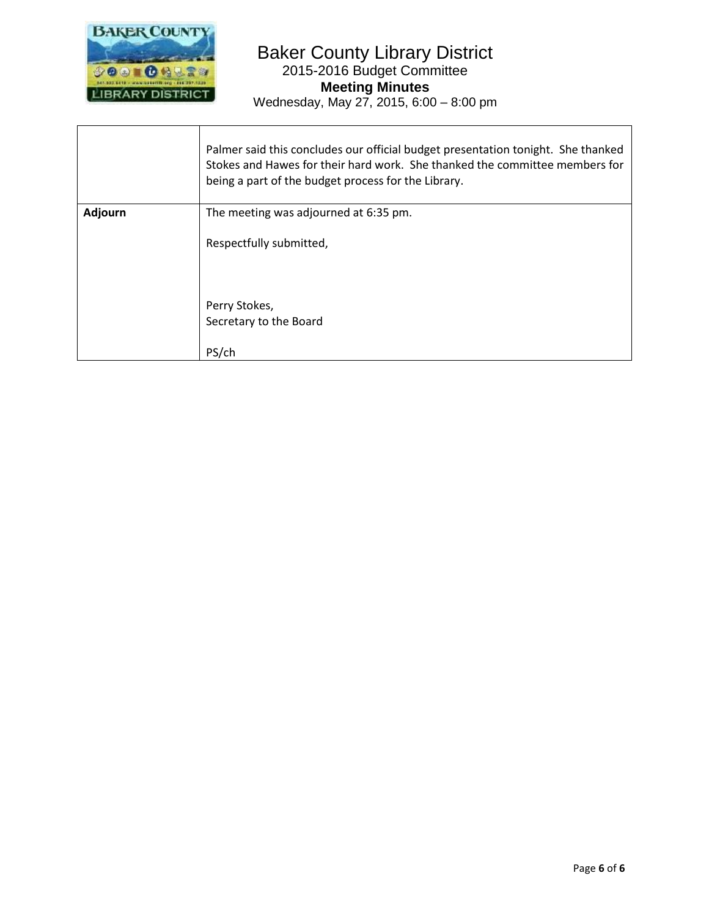# Baker County Library District

## 2015-2016 Budget Committee

### **Meeting Minutes**

Wednesday, May 27, 2015, 6:00 – 8:00 pm

| | |
|---|---|
| | Palmer said this concludes our official budget presentation tonight. She thanked Stokes and Hawes for their hard work. She thanked the committee members for being a part of the budget process for the Library. |
| **Adjourn** | The meeting was adjourned at 6:35 pm.<br><br>Respectfully submitted,<br><br><br><br>Perry Stokes,<br>Secretary to the Board<br><br>PS/ch |